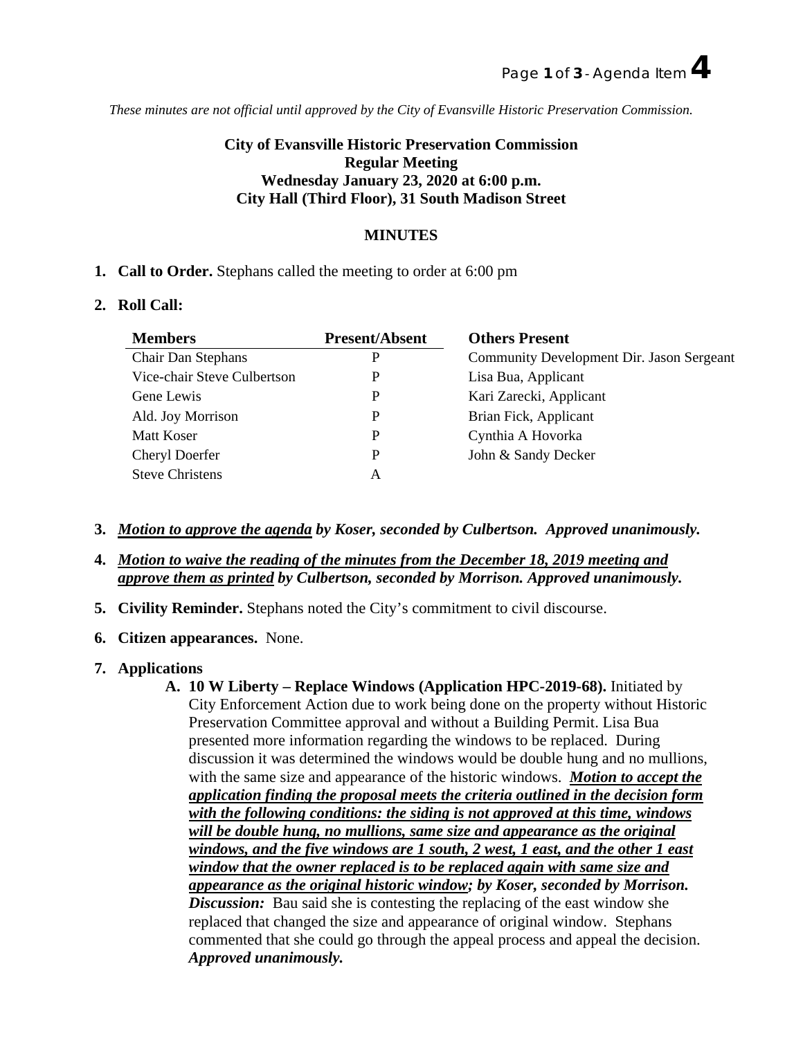*These minutes are not official until approved by the City of Evansville Historic Preservation Commission.*

**City of Evansville Historic Preservation Commission**
**Regular Meeting**
**Wednesday January 23, 2020 at 6:00 p.m.**
**City Hall (Third Floor), 31 South Madison Street**

## MINUTES

1. **Call to Order.** Stephans called the meeting to order at 6:00 pm

2. **Roll Call:**

| Members | Present/Absent | Others Present |
|---|---|---|
| Chair Dan Stephans | P | Community Development Dir. Jason Sergeant |
| Vice-chair Steve Culbertson | P | Lisa Bua, Applicant |
| Gene Lewis | P | Kari Zarecki, Applicant |
| Ald. Joy Morrison | P | Brian Fick, Applicant |
| Matt Koser | P | Cynthia A Hovorka |
| Cheryl Doerfer | P | John & Sandy Decker |
| Steve Christens | A | |

3. ***Motion to approve the agenda by Koser, seconded by Culbertson. Approved unanimously.***

4. ***Motion to waive the reading of the minutes from the December 18, 2019 meeting and approve them as printed by Culbertson, seconded by Morrison. Approved unanimously.***

5. **Civility Reminder.** Stephans noted the City's commitment to civil discourse.

6. **Citizen appearances.** None.

7. **Applications**
   - **A. 10 W Liberty – Replace Windows (Application HPC-2019-68).** Initiated by City Enforcement Action due to work being done on the property without Historic Preservation Committee approval and without a Building Permit. Lisa Bua presented more information regarding the windows to be replaced. During discussion it was determined the windows would be double hung and no mullions, with the same size and appearance of the historic windows. ***Motion to accept the application finding the proposal meets the criteria outlined in the decision form with the following conditions: the siding is not approved at this time, windows will be double hung, no mullions, same size and appearance as the original windows, and the five windows are 1 south, 2 west, 1 east, and the other 1 east window that the owner replaced is to be replaced again with same size and appearance as the original historic window; by Koser, seconded by Morrison.*** ***Discussion:*** Bau said she is contesting the replacing of the east window she replaced that changed the size and appearance of original window. Stephans commented that she could go through the appeal process and appeal the decision. ***Approved unanimously.***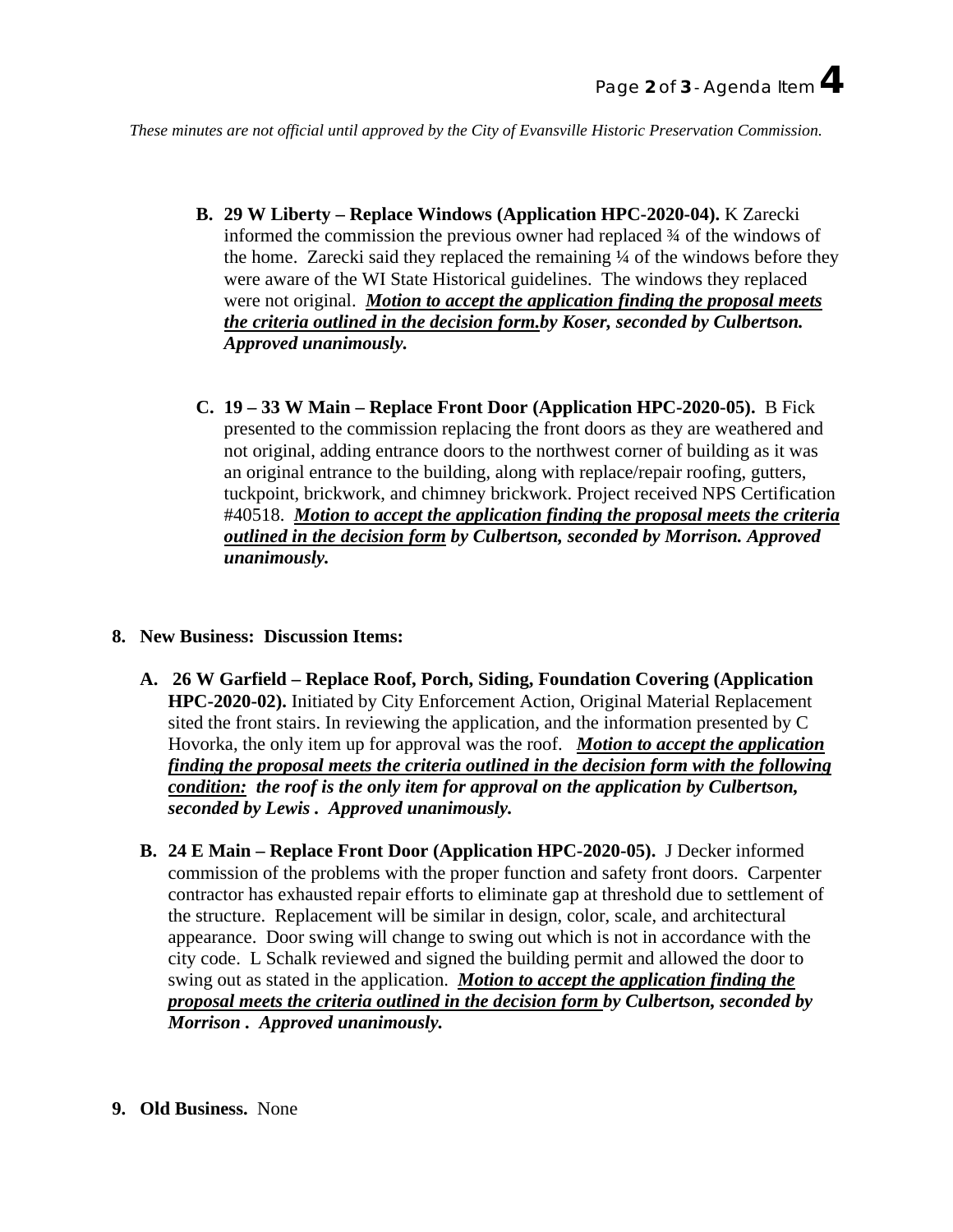*These minutes are not official until approved by the City of Evansville Historic Preservation Commission.*

B. **29 W Liberty – Replace Windows (Application HPC-2020-04).** K Zarecki informed the commission the previous owner had replaced ¾ of the windows of the home. Zarecki said they replaced the remaining ¼ of the windows before they were aware of the WI State Historical guidelines. The windows they replaced were not original. ***<u>Motion to accept the application finding the proposal meets the criteria outlined in the decision form.</u>by Koser, seconded by Culbertson. Approved unanimously.***

C. **19 – 33 W Main – Replace Front Door (Application HPC-2020-05).** B Fick presented to the commission replacing the front doors as they are weathered and not original, adding entrance doors to the northwest corner of building as it was an original entrance to the building, along with replace/repair roofing, gutters, tuckpoint, brickwork, and chimney brickwork. Project received NPS Certification #40518. ***<u>Motion to accept the application finding the proposal meets the criteria outlined in the decision form</u> by Culbertson, seconded by Morrison. Approved unanimously.***

8. **New Business: Discussion Items:**

A. **26 W Garfield – Replace Roof, Porch, Siding, Foundation Covering (Application HPC-2020-02).** Initiated by City Enforcement Action, Original Material Replacement sited the front stairs. In reviewing the application, and the information presented by C Hovorka, the only item up for approval was the roof. ***<u>Motion to accept the application finding the proposal meets the criteria outlined in the decision form with the following condition:</u> the roof is the only item for approval on the application by Culbertson, seconded by Lewis . Approved unanimously.***

B. **24 E Main – Replace Front Door (Application HPC-2020-05).** J Decker informed commission of the problems with the proper function and safety front doors. Carpenter contractor has exhausted repair efforts to eliminate gap at threshold due to settlement of the structure. Replacement will be similar in design, color, scale, and architectural appearance. Door swing will change to swing out which is not in accordance with the city code. L Schalk reviewed and signed the building permit and allowed the door to swing out as stated in the application. ***<u>Motion to accept the application finding the proposal meets the criteria outlined in the decision form</u> by Culbertson, seconded by Morrison . Approved unanimously.***

9. **Old Business.** None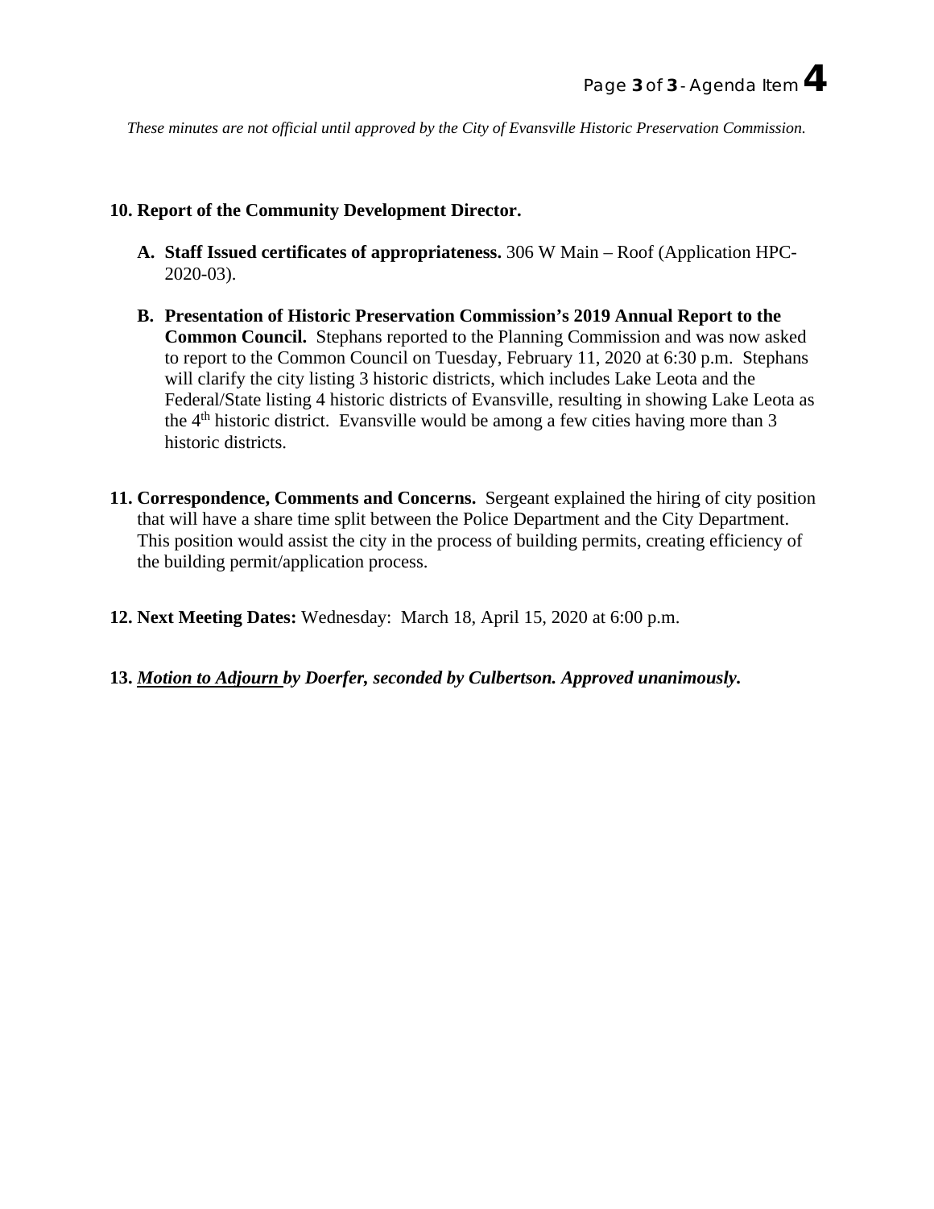*These minutes are not official until approved by the City of Evansville Historic Preservation Commission.*

**10. Report of the Community Development Director.**

- **A. Staff Issued certificates of appropriateness.** 306 W Main – Roof (Application HPC-2020-03).

- **B. Presentation of Historic Preservation Commission's 2019 Annual Report to the Common Council.** Stephans reported to the Planning Commission and was now asked to report to the Common Council on Tuesday, February 11, 2020 at 6:30 p.m. Stephans will clarify the city listing 3 historic districts, which includes Lake Leota and the Federal/State listing 4 historic districts of Evansville, resulting in showing Lake Leota as the 4th historic district. Evansville would be among a few cities having more than 3 historic districts.

**11. Correspondence, Comments and Concerns.** Sergeant explained the hiring of city position that will have a share time split between the Police Department and the City Department. This position would assist the city in the process of building permits, creating efficiency of the building permit/application process.

**12. Next Meeting Dates:** Wednesday: March 18, April 15, 2020 at 6:00 p.m.

**13. *Motion to Adjourn* *by Doerfer, seconded by Culbertson. Approved unanimously.***